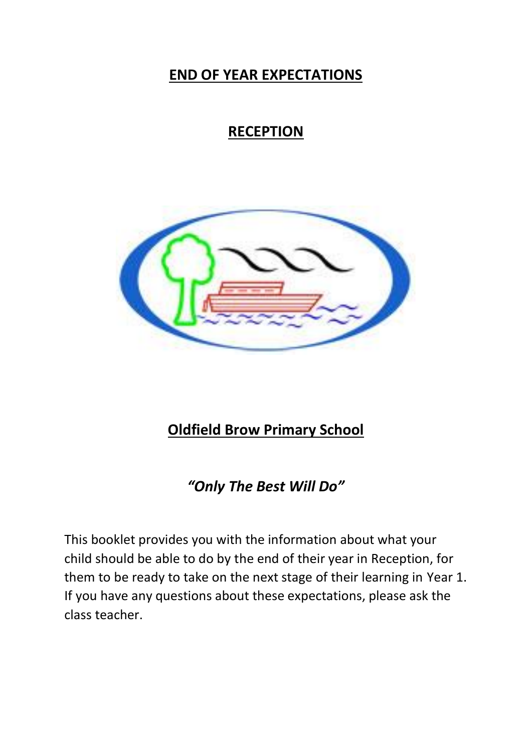# END OF YEAR EXPECTATIONS

## RECEPTION

## Oldfield Brow Primary School

***"Only The Best Will Do"***

This booklet provides you with the information about what your child should be able to do by the end of their year in Reception, for them to be ready to take on the next stage of their learning in Year 1. If you have any questions about these expectations, please ask the class teacher.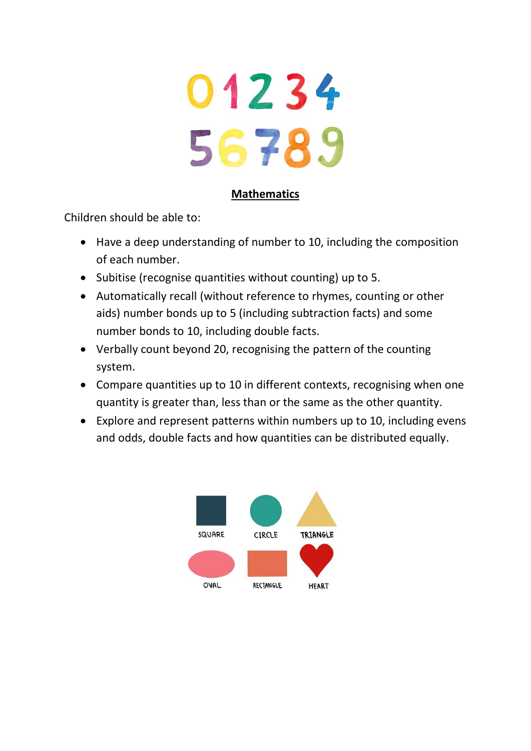## Mathematics

Children should be able to:

- Have a deep understanding of number to 10, including the composition of each number.
- Subitise (recognise quantities without counting) up to 5.
- Automatically recall (without reference to rhymes, counting or other aids) number bonds up to 5 (including subtraction facts) and some number bonds to 10, including double facts.
- Verbally count beyond 20, recognising the pattern of the counting system.
- Compare quantities up to 10 in different contexts, recognising when one quantity is greater than, less than or the same as the other quantity.
- Explore and represent patterns within numbers up to 10, including evens and odds, double facts and how quantities can be distributed equally.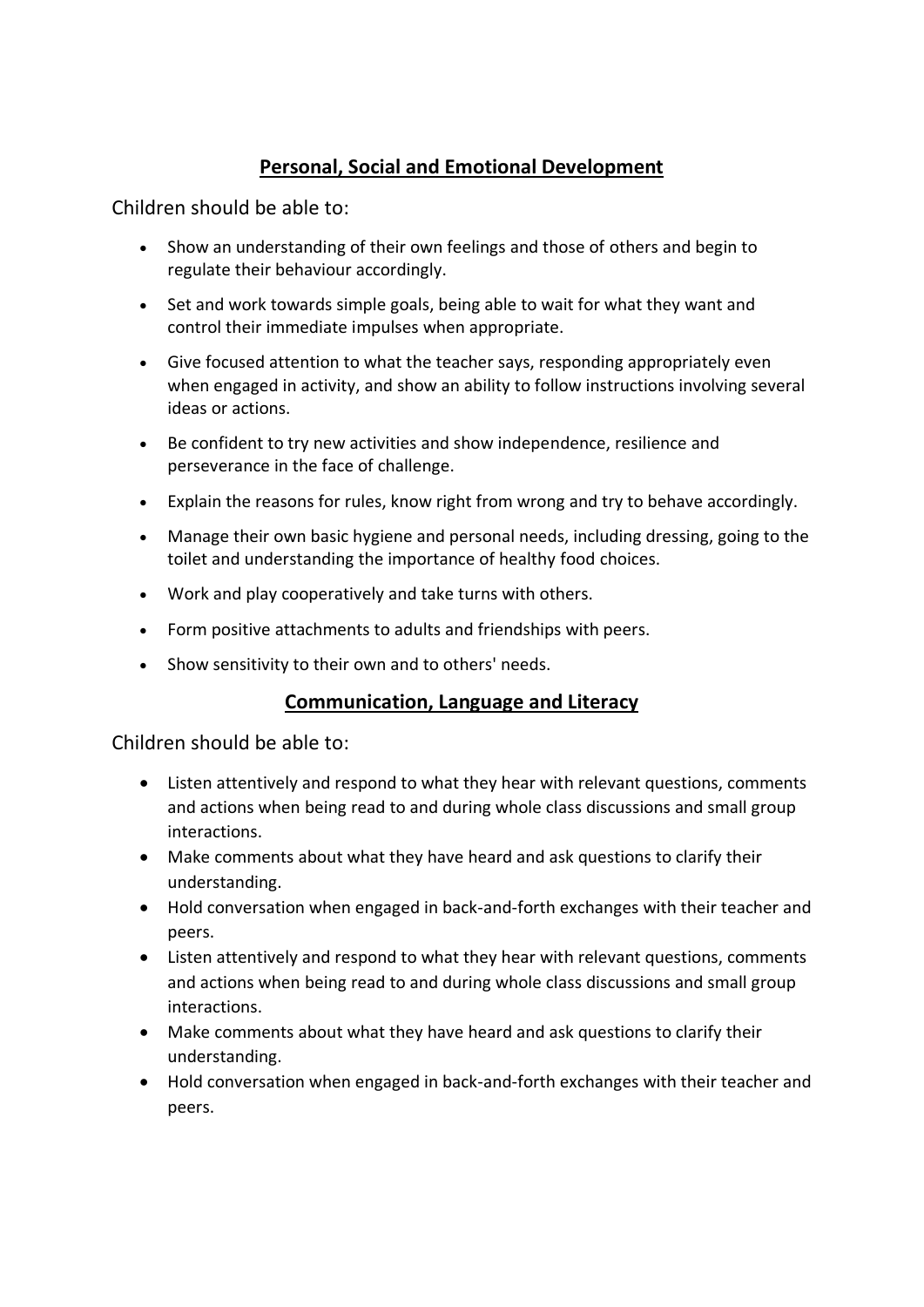## Personal, Social and Emotional Development

Children should be able to:

- Show an understanding of their own feelings and those of others and begin to regulate their behaviour accordingly.
- Set and work towards simple goals, being able to wait for what they want and control their immediate impulses when appropriate.
- Give focused attention to what the teacher says, responding appropriately even when engaged in activity, and show an ability to follow instructions involving several ideas or actions.
- Be confident to try new activities and show independence, resilience and perseverance in the face of challenge.
- Explain the reasons for rules, know right from wrong and try to behave accordingly.
- Manage their own basic hygiene and personal needs, including dressing, going to the toilet and understanding the importance of healthy food choices.
- Work and play cooperatively and take turns with others.
- Form positive attachments to adults and friendships with peers.
- Show sensitivity to their own and to others' needs.

## Communication, Language and Literacy

Children should be able to:

- Listen attentively and respond to what they hear with relevant questions, comments and actions when being read to and during whole class discussions and small group interactions.
- Make comments about what they have heard and ask questions to clarify their understanding.
- Hold conversation when engaged in back-and-forth exchanges with their teacher and peers.
- Listen attentively and respond to what they hear with relevant questions, comments and actions when being read to and during whole class discussions and small group interactions.
- Make comments about what they have heard and ask questions to clarify their understanding.
- Hold conversation when engaged in back-and-forth exchanges with their teacher and peers.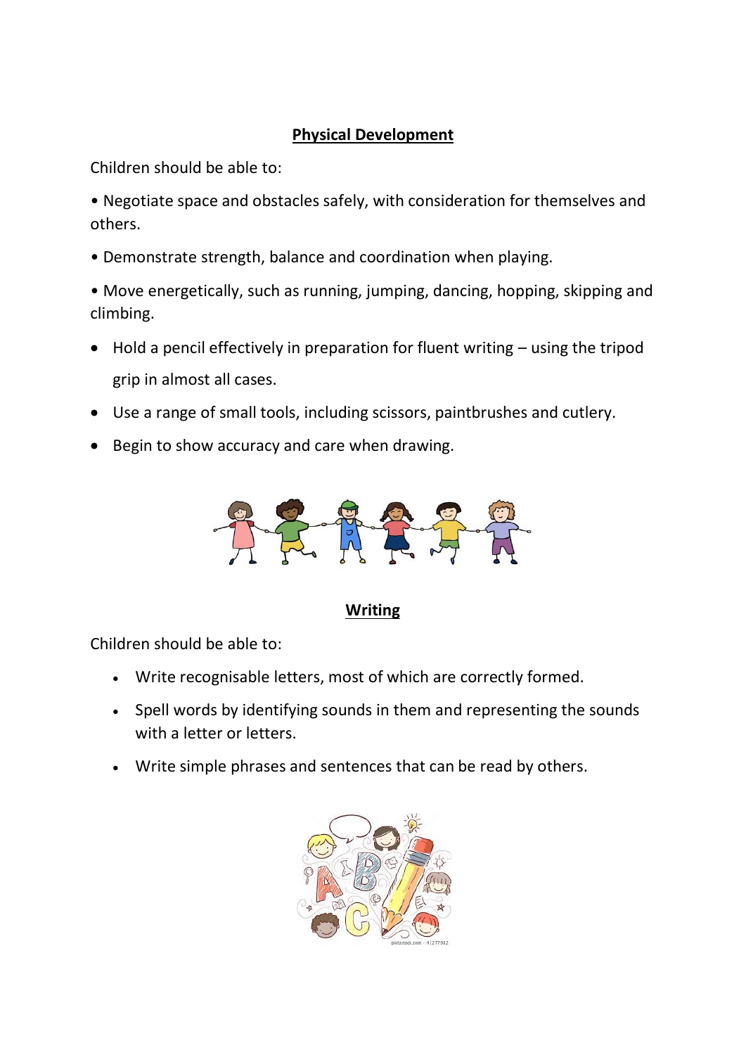## Physical Development

Children should be able to:

- Negotiate space and obstacles safely, with consideration for themselves and others.
- Demonstrate strength, balance and coordination when playing.
- Move energetically, such as running, jumping, dancing, hopping, skipping and climbing.
- Hold a pencil effectively in preparation for fluent writing – using the tripod grip in almost all cases.
- Use a range of small tools, including scissors, paintbrushes and cutlery.
- Begin to show accuracy and care when drawing.

## Writing

Children should be able to:

- Write recognisable letters, most of which are correctly formed.
- Spell words by identifying sounds in them and representing the sounds with a letter or letters.
- Write simple phrases and sentences that can be read by others.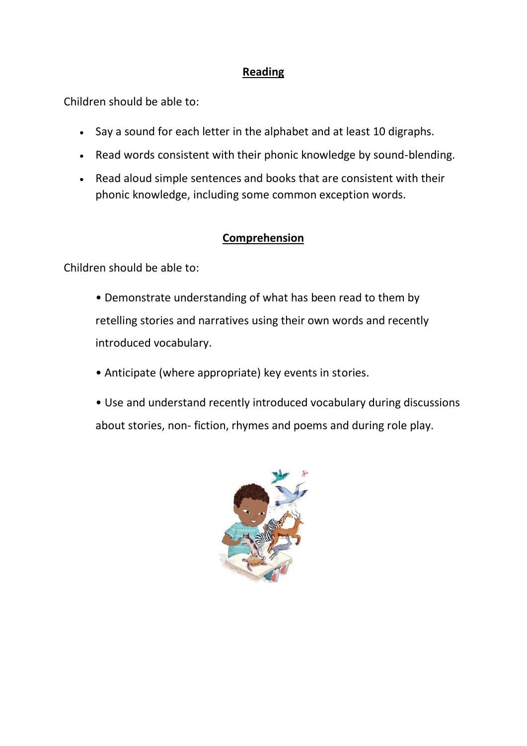## Reading

Children should be able to:

- Say a sound for each letter in the alphabet and at least 10 digraphs.
- Read words consistent with their phonic knowledge by sound-blending.
- Read aloud simple sentences and books that are consistent with their phonic knowledge, including some common exception words.

## Comprehension

Children should be able to:

- Demonstrate understanding of what has been read to them by retelling stories and narratives using their own words and recently introduced vocabulary.
- Anticipate (where appropriate) key events in stories.
- Use and understand recently introduced vocabulary during discussions about stories, non- fiction, rhymes and poems and during role play.